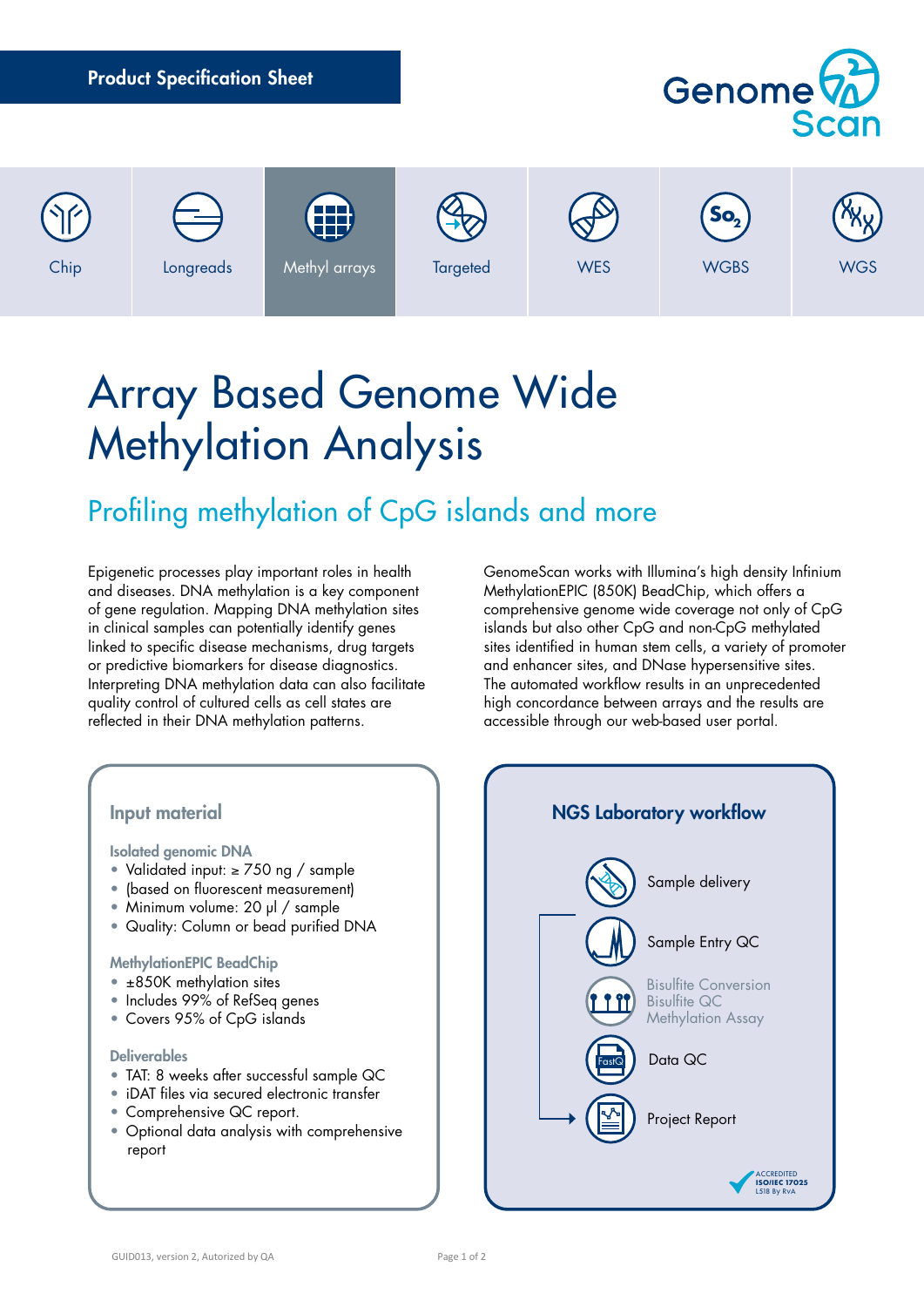**Product Specification Sheet**

Genome Scan

Chip | Longreads | Methyl arrays | Targeted | WES | WGBS | WGS

# Array Based Genome Wide Methylation Analysis

## Profiling methylation of CpG islands and more

Epigenetic processes play important roles in health and diseases. DNA methylation is a key component of gene regulation. Mapping DNA methylation sites in clinical samples can potentially identify genes linked to specific disease mechanisms, drug targets or predictive biomarkers for disease diagnostics. Interpreting DNA methylation data can also facilitate quality control of cultured cells as cell states are reflected in their DNA methylation patterns.

GenomeScan works with Illumina's high density Infinium MethylationEPIC (850K) BeadChip, which offers a comprehensive genome wide coverage not only of CpG islands but also other CpG and non-CpG methylated sites identified in human stem cells, a variety of promoter and enhancer sites, and DNase hypersensitive sites. The automated workflow results in an unprecedented high concordance between arrays and the results are accessible through our web-based user portal.

### Input material

**Isolated genomic DNA**
- Validated input: ≥ 750 ng / sample
- (based on fluorescent measurement)
- Minimum volume: 20 µl / sample
- Quality: Column or bead purified DNA

**MethylationEPIC BeadChip**
- ±850K methylation sites
- Includes 99% of RefSeq genes
- Covers 95% of CpG islands

**Deliverables**
- TAT: 8 weeks after successful sample QC
- iDAT files via secured electronic transfer
- Comprehensive QC report.
- Optional data analysis with comprehensive report

### NGS Laboratory workflow

- Sample delivery
- Sample Entry QC
- Bisulfite Conversion
  Bisulfite QC
  Methylation Assay
- Data QC
- Project Report

ACCREDITED ISO/IEC 17025 L518 By RvA

GUID013, version 2, Autorized by QA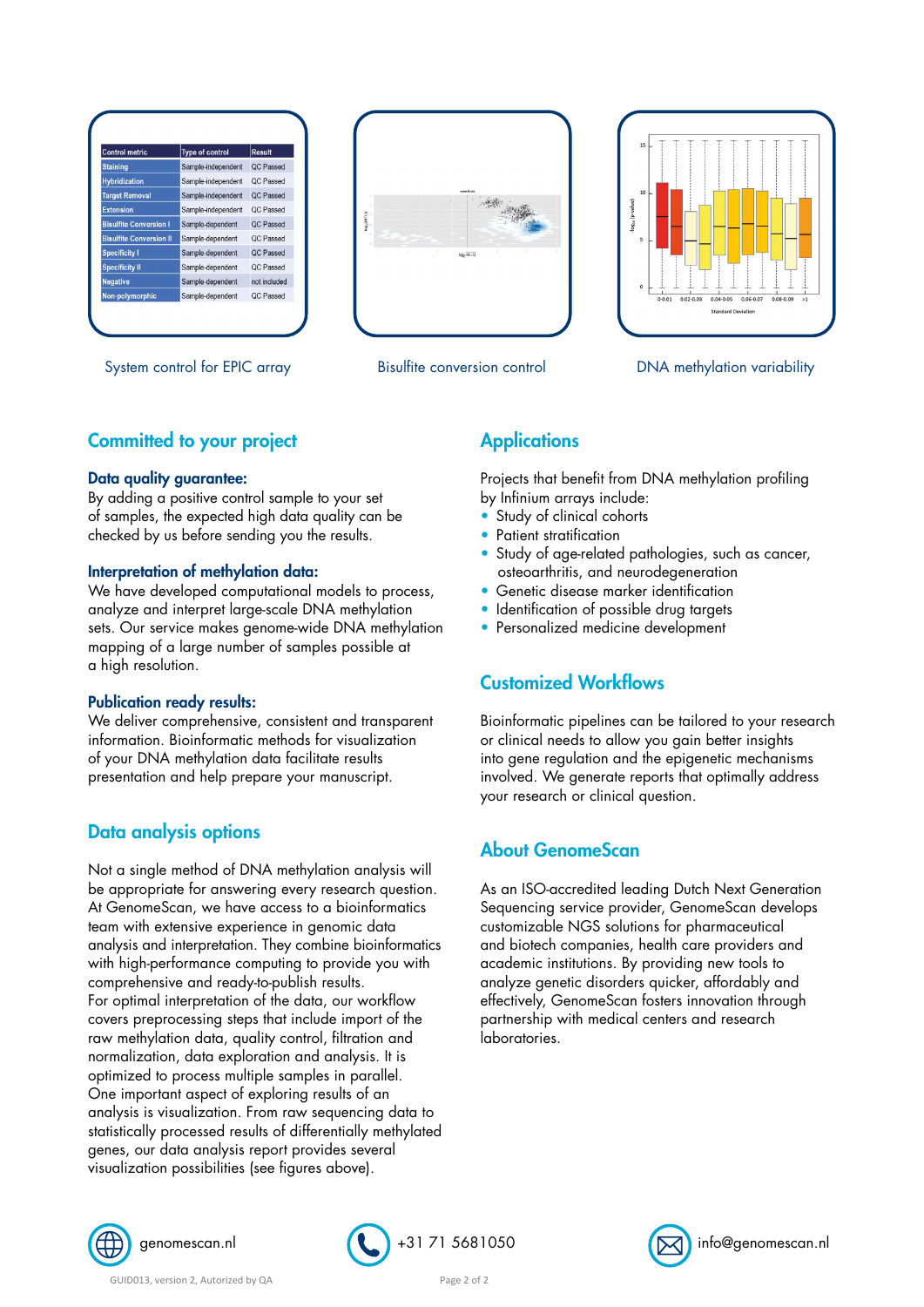| Control metric | Type of control | Result |
|---|---|---|
| Staining | Sample-independent | QC Passed |
| Hybridization | Sample-independent | QC Passed |
| Target Removal | Sample-independent | QC Passed |
| Extension | Sample-independent | QC Passed |
| Bisulfite Conversion I | Sample-dependent | QC Passed |
| Bisulfite Conversion II | Sample-dependent | QC Passed |
| Specificity I | Sample-dependent | QC Passed |
| Specificity II | Sample-dependent | QC Passed |
| Negative | Sample-dependent | not included |
| Non-polymorphic | Sample-dependent | QC Passed |

System control for EPIC array

Bisulfite conversion control

15
10
5
0
$log_{10}$ (p-value)
0-0.01
0.02-0.03
0.04-0.05
0.06-0.07
0.08-0.09
>1
Standard Deviation

DNA methylation variability

## Committed to your project

### Data quality guarantee:

By adding a positive control sample to your set of samples, the expected high data quality can be checked by us before sending you the results.

### Interpretation of methylation data:

We have developed computational models to process, analyze and interpret large-scale DNA methylation sets. Our service makes genome-wide DNA methylation mapping of a large number of samples possible at a high resolution.

### Publication ready results:

We deliver comprehensive, consistent and transparent information. Bioinformatic methods for visualization of your DNA methylation data facilitate results presentation and help prepare your manuscript.

## Data analysis options

Not a single method of DNA methylation analysis will be appropriate for answering every research question. At GenomeScan, we have access to a bioinformatics team with extensive experience in genomic data analysis and interpretation. They combine bioinformatics with high-performance computing to provide you with comprehensive and ready-to-publish results.
For optimal interpretation of the data, our workflow covers preprocessing steps that include import of the raw methylation data, quality control, filtration and normalization, data exploration and analysis. It is optimized to process multiple samples in parallel.
One important aspect of exploring results of an analysis is visualization. From raw sequencing data to statistically processed results of differentially methylated genes, our data analysis report provides several visualization possibilities (see figures above).

## Applications

Projects that benefit from DNA methylation profiling by Infinium arrays include:

- Study of clinical cohorts
- Patient stratification
- Study of age-related pathologies, such as cancer, osteoarthritis, and neurodegeneration
- Genetic disease marker identification
- Identification of possible drug targets
- Personalized medicine development

## Customized Workflows

Bioinformatic pipelines can be tailored to your research or clinical needs to allow you gain better insights into gene regulation and the epigenetic mechanisms involved. We generate reports that optimally address your research or clinical question.

## About GenomeScan

As an ISO-accredited leading Dutch Next Generation Sequencing service provider, GenomeScan develops customizable NGS solutions for pharmaceutical and biotech companies, health care providers and academic institutions. By providing new tools to analyze genetic disorders quicker, affordably and effectively, GenomeScan fosters innovation through partnership with medical centers and research laboratories.

genomescan.nl

+31 71 5681050

info@genomescan.nl

GUID013, version 2, Autorized by QA